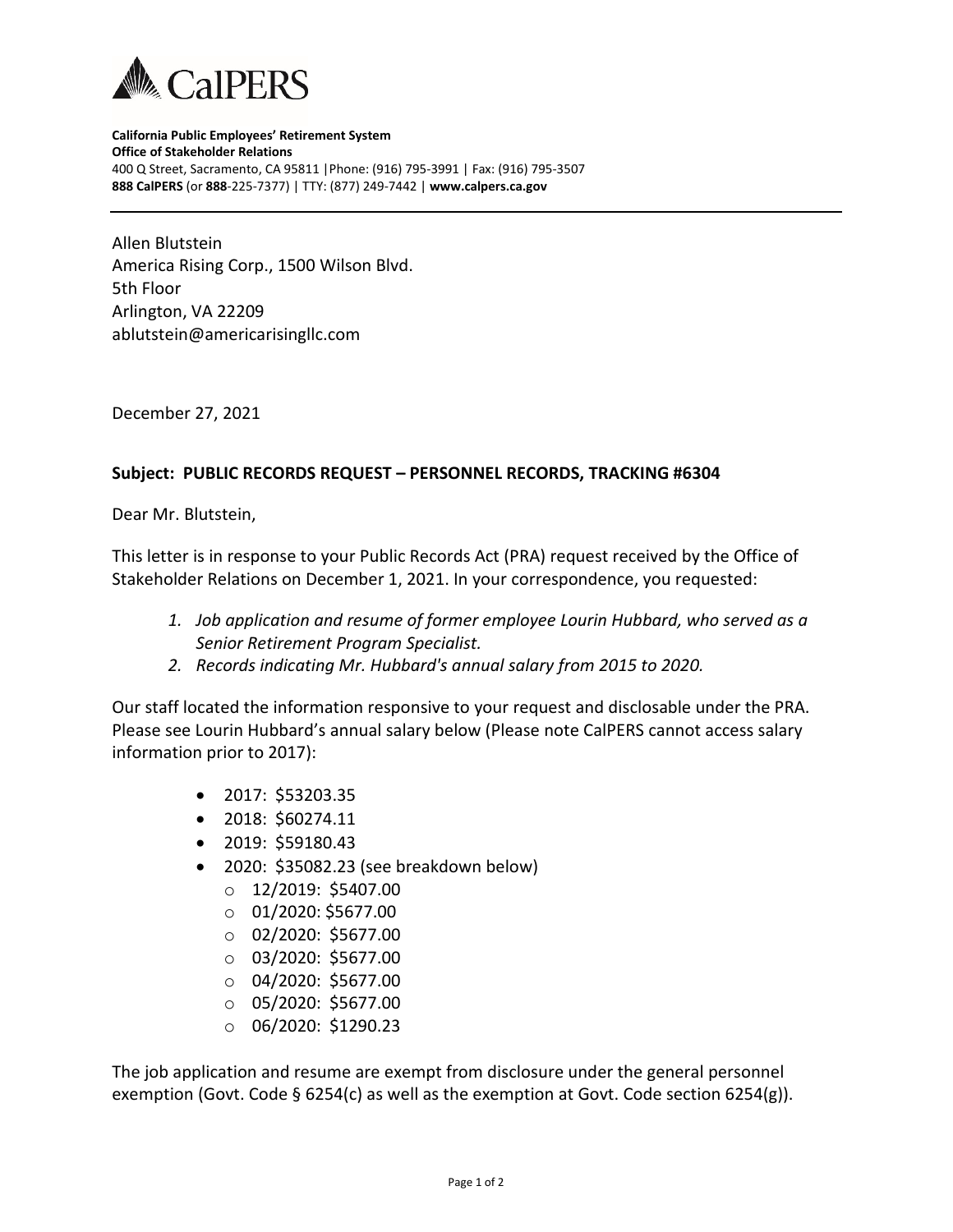**CalPERS**

**California Public Employees' Retirement System**
**Office of Stakeholder Relations**
400 Q Street, Sacramento, CA 95811 |Phone: (916) 795-3991 | Fax: (916) 795-3507
**888 CalPERS** (or **888**-225-7377) | TTY: (877) 249-7442 | **www.calpers.ca.gov**

---

Allen Blutstein
America Rising Corp., 1500 Wilson Blvd.
5th Floor
Arlington, VA 22209
ablutstein@americarisingllc.com

December 27, 2021

**Subject: PUBLIC RECORDS REQUEST – PERSONNEL RECORDS, TRACKING #6304**

Dear Mr. Blutstein,

This letter is in response to your Public Records Act (PRA) request received by the Office of Stakeholder Relations on December 1, 2021. In your correspondence, you requested:

1. *Job application and resume of former employee Lourin Hubbard, who served as a Senior Retirement Program Specialist.*
2. *Records indicating Mr. Hubbard's annual salary from 2015 to 2020.*

Our staff located the information responsive to your request and disclosable under the PRA. Please see Lourin Hubbard's annual salary below (Please note CalPERS cannot access salary information prior to 2017):

- 2017: $53203.35
- 2018: $60274.11
- 2019: $59180.43
- 2020: $35082.23 (see breakdown below)
  - 12/2019: $5407.00
  - 01/2020: $5677.00
  - 02/2020: $5677.00
  - 03/2020: $5677.00
  - 04/2020: $5677.00
  - 05/2020: $5677.00
  - 06/2020: $1290.23

The job application and resume are exempt from disclosure under the general personnel exemption (Govt. Code § 6254(c) as well as the exemption at Govt. Code section 6254(g)).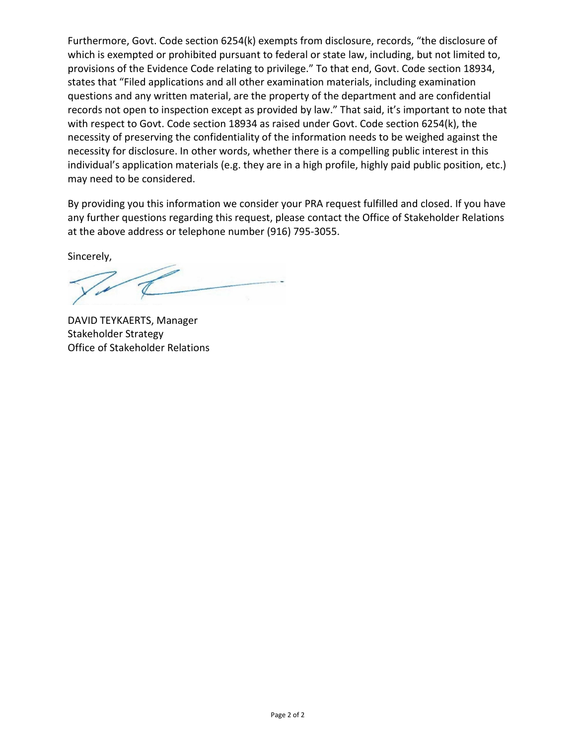Furthermore, Govt. Code section 6254(k) exempts from disclosure, records, "the disclosure of which is exempted or prohibited pursuant to federal or state law, including, but not limited to, provisions of the Evidence Code relating to privilege." To that end, Govt. Code section 18934, states that "Filed applications and all other examination materials, including examination questions and any written material, are the property of the department and are confidential records not open to inspection except as provided by law." That said, it's important to note that with respect to Govt. Code section 18934 as raised under Govt. Code section 6254(k), the necessity of preserving the confidentiality of the information needs to be weighed against the necessity for disclosure. In other words, whether there is a compelling public interest in this individual's application materials (e.g. they are in a high profile, highly paid public position, etc.) may need to be considered.

By providing you this information we consider your PRA request fulfilled and closed. If you have any further questions regarding this request, please contact the Office of Stakeholder Relations at the above address or telephone number (916) 795-3055.

Sincerely,

DAVID TEYKAERTS, Manager
Stakeholder Strategy
Office of Stakeholder Relations